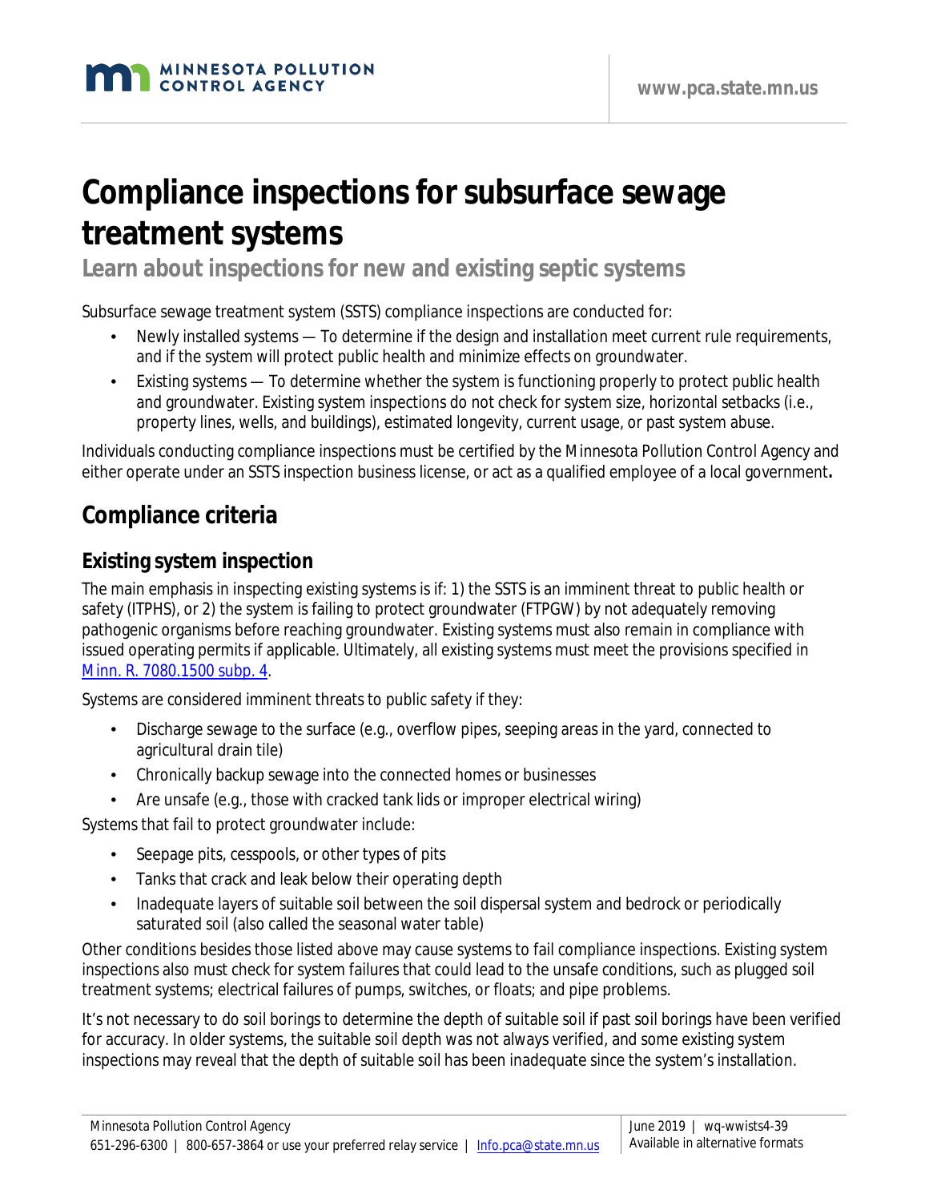# Compliance inspections for subsurface sewage treatment systems

## Learn about inspections for new and existing septic systems

Subsurface sewage treatment system (SSTS) compliance inspections are conducted for:

- Newly installed systems — To determine if the design and installation meet current rule requirements, and if the system will protect public health and minimize effects on groundwater.
- Existing systems — To determine whether the system is functioning properly to protect public health and groundwater. Existing system inspections do not check for system size, horizontal setbacks (i.e., property lines, wells, and buildings), estimated longevity, current usage, or past system abuse.

Individuals conducting compliance inspections must be certified by the Minnesota Pollution Control Agency and either operate under an SSTS inspection business license, or act as a qualified employee of a local government**.**

## Compliance criteria

### Existing system inspection

The main emphasis in inspecting existing systems is if: 1) the SSTS is an imminent threat to public health or safety (ITPHS), or 2) the system is failing to protect groundwater (FTPGW) by not adequately removing pathogenic organisms before reaching groundwater. Existing systems must also remain in compliance with issued operating permits if applicable. Ultimately, all existing systems must meet the provisions specified in [Minn. R. 7080.1500 subp. 4](#).

Systems are considered imminent threats to public safety if they:

- Discharge sewage to the surface (e.g., overflow pipes, seeping areas in the yard, connected to agricultural drain tile)
- Chronically backup sewage into the connected homes or businesses
- Are unsafe (e.g., those with cracked tank lids or improper electrical wiring)

Systems that fail to protect groundwater include:

- Seepage pits, cesspools, or other types of pits
- Tanks that crack and leak below their operating depth
- Inadequate layers of suitable soil between the soil dispersal system and bedrock or periodically saturated soil (also called the seasonal water table)

Other conditions besides those listed above may cause systems to fail compliance inspections. Existing system inspections also must check for system failures that could lead to the unsafe conditions, such as plugged soil treatment systems; electrical failures of pumps, switches, or floats; and pipe problems.

It's not necessary to do soil borings to determine the depth of suitable soil if past soil borings have been verified for accuracy. In older systems, the suitable soil depth was not always verified, and some existing system inspections may reveal that the depth of suitable soil has been inadequate since the system's installation.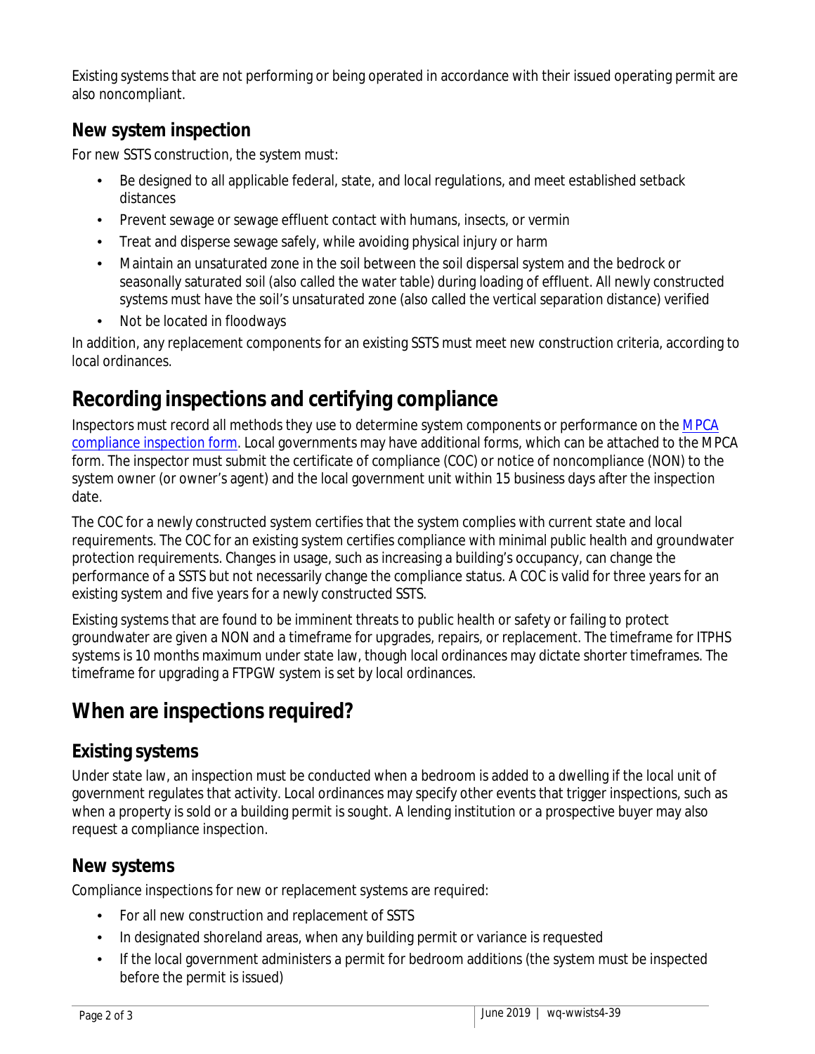Existing systems that are not performing or being operated in accordance with their issued operating permit are also noncompliant.

### New system inspection

For new SSTS construction, the system must:

- Be designed to all applicable federal, state, and local regulations, and meet established setback distances
- Prevent sewage or sewage effluent contact with humans, insects, or vermin
- Treat and disperse sewage safely, while avoiding physical injury or harm
- Maintain an unsaturated zone in the soil between the soil dispersal system and the bedrock or seasonally saturated soil (also called the water table) during loading of effluent. All newly constructed systems must have the soil's unsaturated zone (also called the vertical separation distance) verified
- Not be located in floodways

In addition, any replacement components for an existing SSTS must meet new construction criteria, according to local ordinances.

## Recording inspections and certifying compliance

Inspectors must record all methods they use to determine system components or performance on the MPCA compliance inspection form. Local governments may have additional forms, which can be attached to the MPCA form. The inspector must submit the certificate of compliance (COC) or notice of noncompliance (NON) to the system owner (or owner's agent) and the local government unit within 15 business days after the inspection date.

The COC for a newly constructed system certifies that the system complies with current state and local requirements. The COC for an existing system certifies compliance with minimal public health and groundwater protection requirements. Changes in usage, such as increasing a building's occupancy, can change the performance of a SSTS but not necessarily change the compliance status. A COC is valid for three years for an existing system and five years for a newly constructed SSTS.

Existing systems that are found to be imminent threats to public health or safety or failing to protect groundwater are given a NON and a timeframe for upgrades, repairs, or replacement. The timeframe for ITPHS systems is 10 months maximum under state law, though local ordinances may dictate shorter timeframes. The timeframe for upgrading a FTPGW system is set by local ordinances.

## When are inspections required?

### Existing systems

Under state law, an inspection must be conducted when a bedroom is added to a dwelling if the local unit of government regulates that activity. Local ordinances may specify other events that trigger inspections, such as when a property is sold or a building permit is sought. A lending institution or a prospective buyer may also request a compliance inspection.

### New systems

Compliance inspections for new or replacement systems are required:

- For all new construction and replacement of SSTS
- In designated shoreland areas, when any building permit or variance is requested
- If the local government administers a permit for bedroom additions (the system must be inspected before the permit is issued)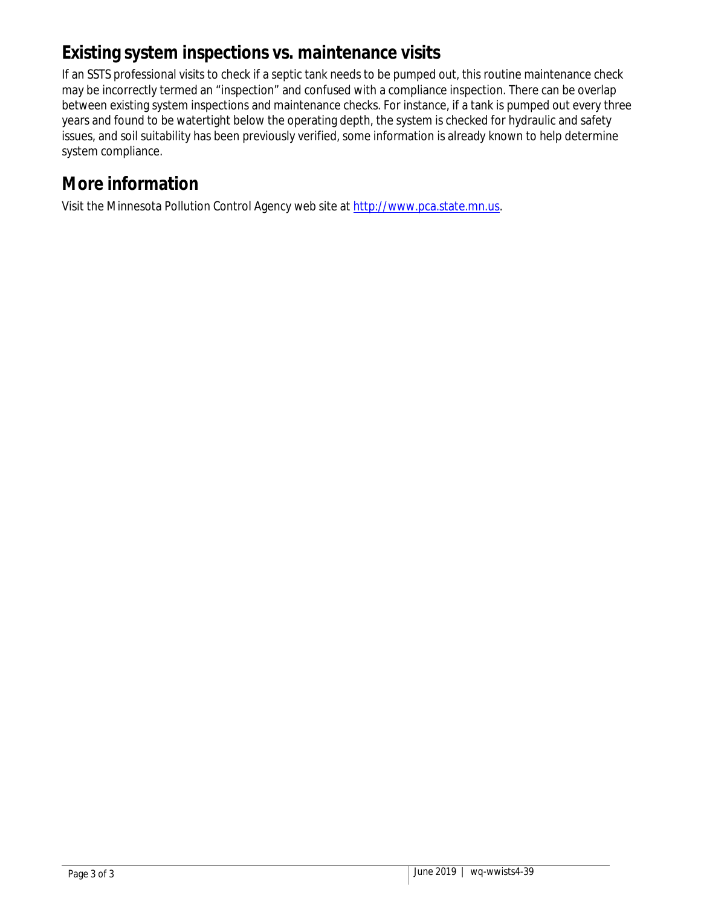## Existing system inspections vs. maintenance visits

If an SSTS professional visits to check if a septic tank needs to be pumped out, this routine maintenance check may be incorrectly termed an "inspection" and confused with a compliance inspection. There can be overlap between existing system inspections and maintenance checks. For instance, if a tank is pumped out every three years and found to be watertight below the operating depth, the system is checked for hydraulic and safety issues, and soil suitability has been previously verified, some information is already known to help determine system compliance.

## More information

Visit the Minnesota Pollution Control Agency web site at [http://www.pca.state.mn.us](http://www.pca.state.mn.us).